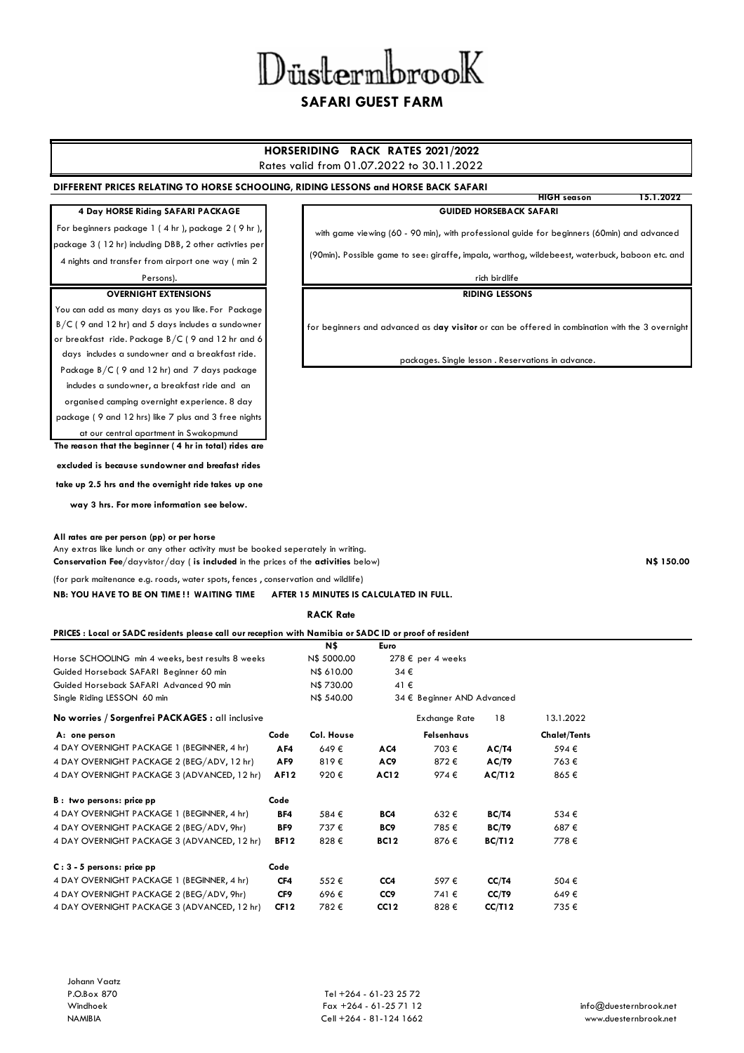# DüsternbrooK

## SAFARI GUEST FARM

## HORSERIDING RACK RATES 2021/2022

Rates valid from 01.07.2022 to 30.11.2022

**DIFFERENT PRICES RELATING TO HORSE SCHOOLING, RIDING LESSONS and HORSE BACK SAFARI**

**HIGH season** **15.1.2022**

**4 Day HORSE Riding SAFARI PACKAGE**

For beginners package 1 ( 4 hr ), package 2 ( 9 hr ), package 3 ( 12 hr) including DBB, 2 other activties per 4 nights and transfer from airport one way ( min 2 Persons).

**OVERNIGHT EXTENSIONS**

You can add as many days as you like. For Package B/C ( 9 and 12 hr) and 5 days includes a sundowner or breakfast ride. Package B/C ( 9 and 12 hr and 6 days includes a sundowner and a breakfast ride. Package B/C ( 9 and 12 hr) and 7 days package includes a sundowner, a breakfast ride and an organised camping overnight experience. 8 day package ( 9 and 12 hrs) like 7 plus and 3 free nights at our central apartment in Swakopmund

**The reason that the beginner ( 4 hr in total) rides are excluded is because sundowner and breafast rides take up 2.5 hrs and the overnight ride takes up one way 3 hrs. For more information see below.**

**GUIDED HORSEBACK SAFARI**

with game viewing (60 - 90 min), with professional guide for beginners (60min) and advanced (90min). Possible game to see: giraffe, impala, warthog, wildebeest, waterbuck, baboon etc. and rich birdlife

**RIDING LESSONS**

for beginners and advanced as d**ay visitor** or can be offered in combination with the 3 overnight packages. Single lesson . Reservations in advance.

**All rates are per person (pp) or per horse**

Any extras like lunch or any other activity must be booked seperately in writing.

**Conservation Fee**/dayvistor/day ( **is included** in the prices of the **activities** below) **N$ 150.00**

(for park maitenance e.g. roads, water spots, fences , conservation and wildlife)

**NB: YOU HAVE TO BE ON TIME !! WAITING TIME AFTER 15 MINUTES IS CALCULATED IN FULL.**

**RACK Rate**

**PRICES : Local or SADC residents please call our reception with Namibia or SADC ID or proof of resident**

| | N$ | Euro |
|---|---|---|
| Horse SCHOOLING min 4 weeks, best results 8 weeks | N$ 5000.00 | 278 € per 4 weeks |
| Guided Horseback SAFARI Beginner 60 min | N$ 610.00 | 34 € |
| Guided Horseback SAFARI Advanced 90 min | N$ 730.00 | 41 € |
| Single Riding LESSON 60 min | N$ 540.00 | 34 € Beginner AND Advanced |

**No worries / Sorgenfrei PACKAGES :** all inclusive — Exchange Rate 18 — 13.1.2022

| **A: one person** | **Code** | **Col. House** | | **Felsenhaus** | | **Chalet/Tents** |
|---|---|---|---|---|---|---|
| 4 DAY OVERNIGHT PACKAGE 1 (BEGINNER, 4 hr) | **AF4** | 649 € | **AC4** | 703 € | **AC/T4** | 594 € |
| 4 DAY OVERNIGHT PACKAGE 2 (BEG/ADV, 12 hr) | **AF9** | 819 € | **AC9** | 872 € | **AC/T9** | 763 € |
| 4 DAY OVERNIGHT PACKAGE 3 (ADVANCED, 12 hr) | **AF12** | 920 € | **AC12** | 974 € | **AC/T12** | 865 € |
| **B : two persons: price pp** | **Code** | | | | | |
| 4 DAY OVERNIGHT PACKAGE 1 (BEGINNER, 4 hr) | **BF4** | 584 € | **BC4** | 632 € | **BC/T4** | 534 € |
| 4 DAY OVERNIGHT PACKAGE 2 (BEG/ADV, 9hr) | **BF9** | 737 € | **BC9** | 785 € | **BC/T9** | 687 € |
| 4 DAY OVERNIGHT PACKAGE 3 (ADVANCED, 12 hr) | **BF12** | 828 € | **BC12** | 876 € | **BC/T12** | 778 € |
| **C : 3 - 5 persons: price pp** | **Code** | | | | | |
| 4 DAY OVERNIGHT PACKAGE 1 (BEGINNER, 4 hr) | **CF4** | 552 € | **CC4** | 597 € | **CC/T4** | 504 € |
| 4 DAY OVERNIGHT PACKAGE 2 (BEG/ADV, 9hr) | **CF9** | 696 € | **CC9** | 741 € | **CC/T9** | 649 € |
| 4 DAY OVERNIGHT PACKAGE 3 (ADVANCED, 12 hr) | **CF12** | 782 € | **CC12** | 828 € | **CC/T12** | 735 € |

Johann Vaatz
P.O.Box 870
Windhoek
NAMIBIA

Tel +264 - 61-23 25 72
Fax +264 - 61-25 71 12
Cell +264 - 81-124 1662

info@duesternbrook.net
www.duesternbrook.net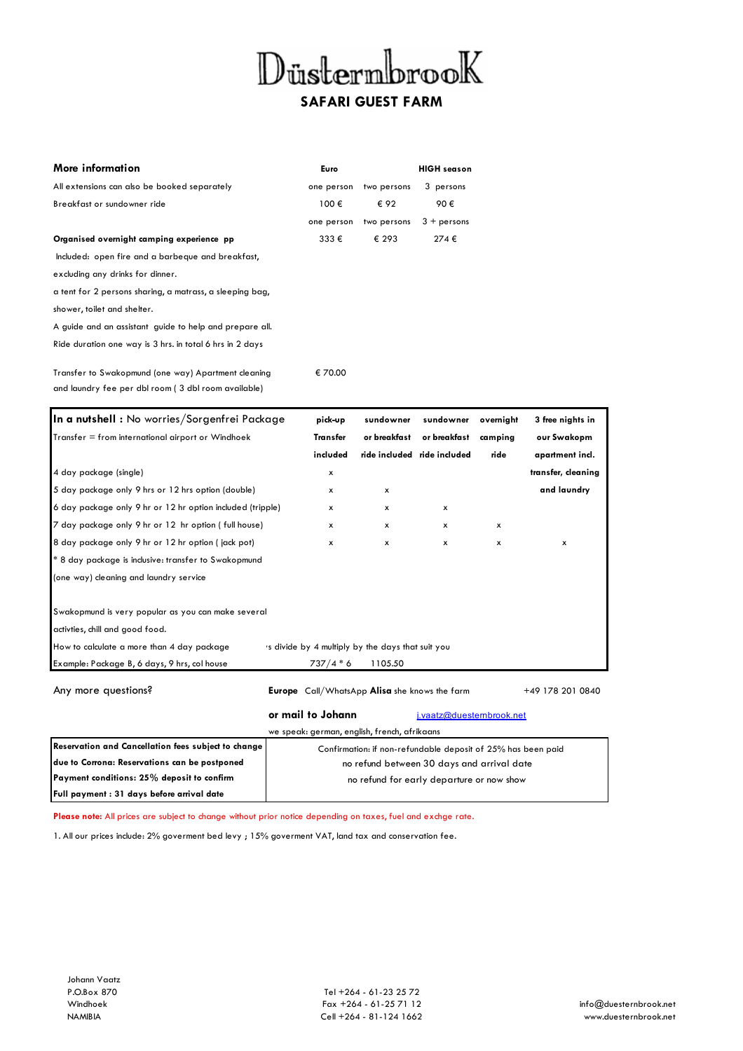# DüsternbrooK

## SAFARI GUEST FARM

| More information | Euro | | HIGH season |
|---|---|---|---|
| All extensions can also be booked separately | one person | two persons | 3 persons |
| Breakfast or sundowner ride | 100 € | € 92 | 90 € |
| | one person | two persons | 3 + persons |
| **Organised overnight camping experience pp** | 333 € | € 293 | 274 € |
| Included: open fire and a barbeque and breakfast, | | | |
| excluding any drinks for dinner. | | | |
| a tent for 2 persons sharing, a matrass, a sleeping bag, | | | |
| shower, toilet and shelter. | | | |
| A guide and an assistant guide to help and prepare all. | | | |
| Ride duration one way is 3 hrs. in total 6 hrs in 2 days | | | |
| Transfer to Swakopmund (one way) Apartment cleaning and laundry fee per dbl room ( 3 dbl room available) | € 70.00 | | |

| **In a nutshell :** No worries/Sorgenfrei Package | pick-up Transfer included | sundowner or breakfast ride included | sundowner or breakfast ride included | overnight camping ride | 3 free nights in our Swakopm apartment incl. transfer, cleaning and laundry |
|---|---|---|---|---|---|
| Transfer = from international airport or Windhoek | | | | | |
| 4 day package (single) | x | | | | |
| 5 day package only 9 hrs or 12 hrs option (double) | x | x | | | |
| 6 day package only 9 hr or 12 hr option included (tripple) | x | x | x | | |
| 7 day package only 9 hr or 12 hr option ( full house) | x | x | x | x | |
| 8 day package only 9 hr or 12 hr option ( jack pot) | x | x | x | x | x |
| * 8 day package is inclusive: transfer to Swakopmund (one way) cleaning and laundry service | | | | | |
| Swakopmund is very popular as you can make several activties, chill and good food. | | | | | |
| How to calculate a more than 4 day package | 's divide by 4 multiply by the days that suit you | | | | |
| Example: Package B, 6 days, 9 hrs, col house | 737/4 * 6 | 1105.50 | | | |

Any more questions?

**Europe** Call/WhatsApp **Alisa** she knows the farm +49 178 201 0840

**or mail to Johann** j.vaatz@duesternbrook.net

we speak: german, english, french, afrikaans

| | |
|---|---|
| **Reservation and Cancellation fees subject to change** | Confirmation: if non-refundable deposit of 25% has been paid |
| **due to Corrona: Reservations can be postponed** | no refund between 30 days and arrival date |
| **Payment conditions: 25% deposit to confirm** | no refund for early departure or now show |
| **Full payment : 31 days before arrival date** | |

**Please note:** All prices are subject to change without prior notice depending on taxes, fuel and exchge rate.

1. All our prices include: 2% goverment bed levy ; 15% goverment VAT, land tax and conservation fee.

Johann Vaatz
P.O.Box 870
Windhoek
NAMIBIA

Tel +264 - 61-23 25 72
Fax +264 - 61-25 71 12
Cell +264 - 81-124 1662

info@duesternbrook.net
www.duesternbrook.net